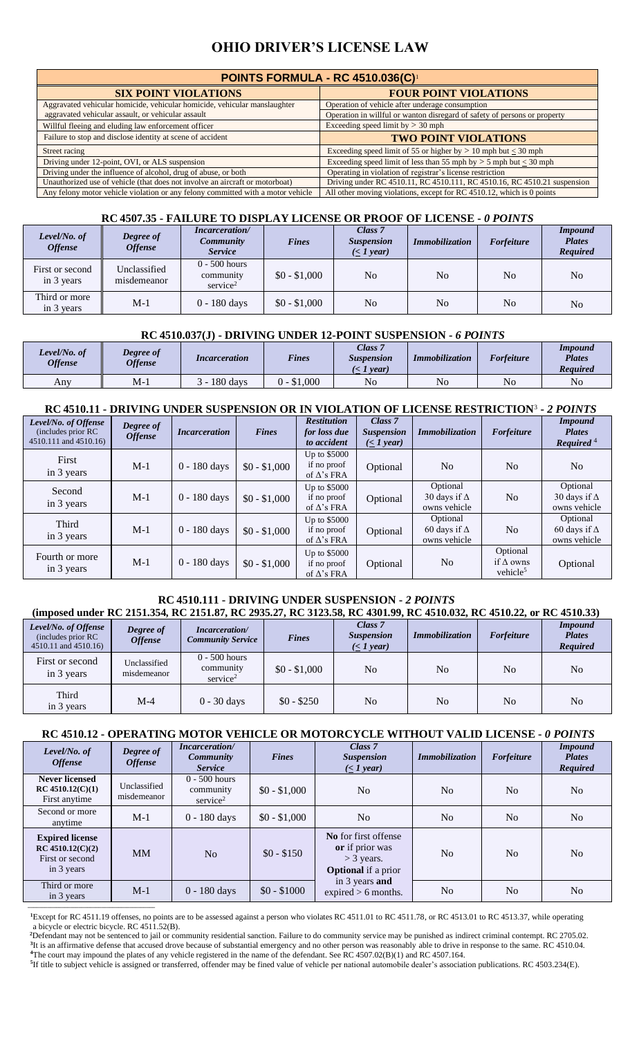# OHIO DRIVER'S LICENSE LAW

| POINTS FORMULA - RC 4510.036(C)[1] | |
|---|---|
| **SIX POINT VIOLATIONS** | **FOUR POINT VIOLATIONS** |
| Aggravated vehicular homicide, vehicular homicide, vehicular manslaughter aggravated vehicular assault, or vehicular assault | Operation of vehicle after underage consumption |
| | Operation in willful or wanton disregard of safety of persons or property |
| Willful fleeing and eluding law enforcement officer | Exceeding speed limit by > 30 mph |
| Failure to stop and disclose identity at scene of accident | **TWO POINT VIOLATIONS** |
| Street racing | Exceeding speed limit of 55 or higher by > 10 mph but ≤ 30 mph |
| Driving under 12-point, OVI, or ALS suspension | Exceeding speed limit of less than 55 mph by > 5 mph but ≤ 30 mph |
| Driving under the influence of alcohol, drug of abuse, or both | Operating in violation of registrar's license restriction |
| Unauthorized use of vehicle (that does not involve an aircraft or motorboat) | Driving under RC 4510.11, RC 4510.111, RC 4510.16, RC 4510.21 suspension |
| Any felony motor vehicle violation or any felony committed with a motor vehicle | All other moving violations, except for RC 4510.12, which is 0 points |

## RC 4507.35 - FAILURE TO DISPLAY LICENSE OR PROOF OF LICENSE - *0 POINTS*

| *Level/No. of Offense* | *Degree of Offense* | *Incarceration/ Community Service* | *Fines* | *Class 7 Suspension (≤ 1 year)* | *Immobilization* | *Forfeiture* | *Impound Plates Required* |
|---|---|---|---|---|---|---|---|
| First or second in 3 years | Unclassified misdemeanor | 0 - 500 hours community service[2] | $0 - $1,000 | No | No | No | No |
| Third or more in 3 years | M-1 | 0 - 180 days | $0 - $1,000 | No | No | No | No |

## RC 4510.037(J) - DRIVING UNDER 12-POINT SUSPENSION - *6 POINTS*

| *Level/No. of Offense* | *Degree of Offense* | *Incarceration* | *Fines* | *Class 7 Suspension (≤ 1 year)* | *Immobilization* | *Forfeiture* | *Impound Plates Required* |
|---|---|---|---|---|---|---|---|
| Any | M-1 | 3 - 180 days | 0 - $1,000 | No | No | No | No |

## RC 4510.11 - DRIVING UNDER SUSPENSION OR IN VIOLATION OF LICENSE RESTRICTION[3] - *2 POINTS*

| *Level/No. of Offense (includes prior RC 4510.111 and 4510.16)* | *Degree of Offense* | *Incarceration* | *Fines* | *Restitution for loss due to accident* | *Class 7 Suspension (≤ 1 year)* | *Immobilization* | *Forfeiture* | *Impound Plates Required*[4] |
|---|---|---|---|---|---|---|---|---|
| First in 3 years | M-1 | 0 - 180 days | $0 - $1,000 | Up to $5000 if no proof of Δ's FRA | Optional | No | No | No |
| Second in 3 years | M-1 | 0 - 180 days | $0 - $1,000 | Up to $5000 if no proof of Δ's FRA | Optional | Optional 30 days if Δ owns vehicle | No | Optional 30 days if Δ owns vehicle |
| Third in 3 years | M-1 | 0 - 180 days | $0 - $1,000 | Up to $5000 if no proof of Δ's FRA | Optional | Optional 60 days if Δ owns vehicle | No | Optional 60 days if Δ owns vehicle |
| Fourth or more in 3 years | M-1 | 0 - 180 days | $0 - $1,000 | Up to $5000 if no proof of Δ's FRA | Optional | No | Optional if Δ owns vehicle[5] | Optional |

## RC 4510.111 - DRIVING UNDER SUSPENSION - *2 POINTS*

**(imposed under RC 2151.354, RC 2151.87, RC 2935.27, RC 3123.58, RC 4301.99, RC 4510.032, RC 4510.22, or RC 4510.33)**

| *Level/No. of Offense (includes prior RC 4510.11 and 4510.16)* | *Degree of Offense* | *Incarceration/ Community Service* | *Fines* | *Class 7 Suspension (≤ 1 year)* | *Immobilization* | *Forfeiture* | *Impound Plates Required* |
|---|---|---|---|---|---|---|---|
| First or second in 3 years | Unclassified misdemeanor | 0 - 500 hours community service[2] | $0 - $1,000 | No | No | No | No |
| Third in 3 years | M-4 | 0 - 30 days | $0 - $250 | No | No | No | No |

## RC 4510.12 - OPERATING MOTOR VEHICLE OR MOTORCYCLE WITHOUT VALID LICENSE - *0 POINTS*

| *Level/No. of Offense* | *Degree of Offense* | *Incarceration/ Community Service* | *Fines* | *Class 7 Suspension (≤ 1 year)* | *Immobilization* | *Forfeiture* | *Impound Plates Required* |
|---|---|---|---|---|---|---|---|
| **Never licensed RC 4510.12(C)(1)** First anytime | Unclassified misdemeanor | 0 - 500 hours community service[2] | $0 - $1,000 | No | No | No | No |
| Second or more anytime | M-1 | 0 - 180 days | $0 - $1,000 | No | No | No | No |
| **Expired license RC 4510.12(C)(2)** First or second in 3 years | MM | No | $0 - $150 | **No** for first offense **or** if prior was > 3 years. **Optional** if a prior in 3 years **and** expired > 6 months. | No | No | No |
| Third or more in 3 years | M-1 | 0 - 180 days | $0 - $1000 | | No | No | No |

---

[1]Except for RC 4511.19 offenses, no points are to be assessed against a person who violates RC 4511.01 to RC 4511.78, or RC 4513.01 to RC 4513.37, while operating a bicycle or electric bicycle. RC 4511.52(B).
[2]Defendant may not be sentenced to jail or community residential sanction. Failure to do community service may be punished as indirect criminal contempt. RC 2705.02.
[3]It is an affirmative defense that accused drove because of substantial emergency and no other person was reasonably able to drive in response to the same. RC 4510.04.
[4]The court may impound the plates of any vehicle registered in the name of the defendant. See RC 4507.02(B)(1) and RC 4507.164.
[5]If title to subject vehicle is assigned or transferred, offender may be fined value of vehicle per national automobile dealer's association publications. RC 4503.234(E).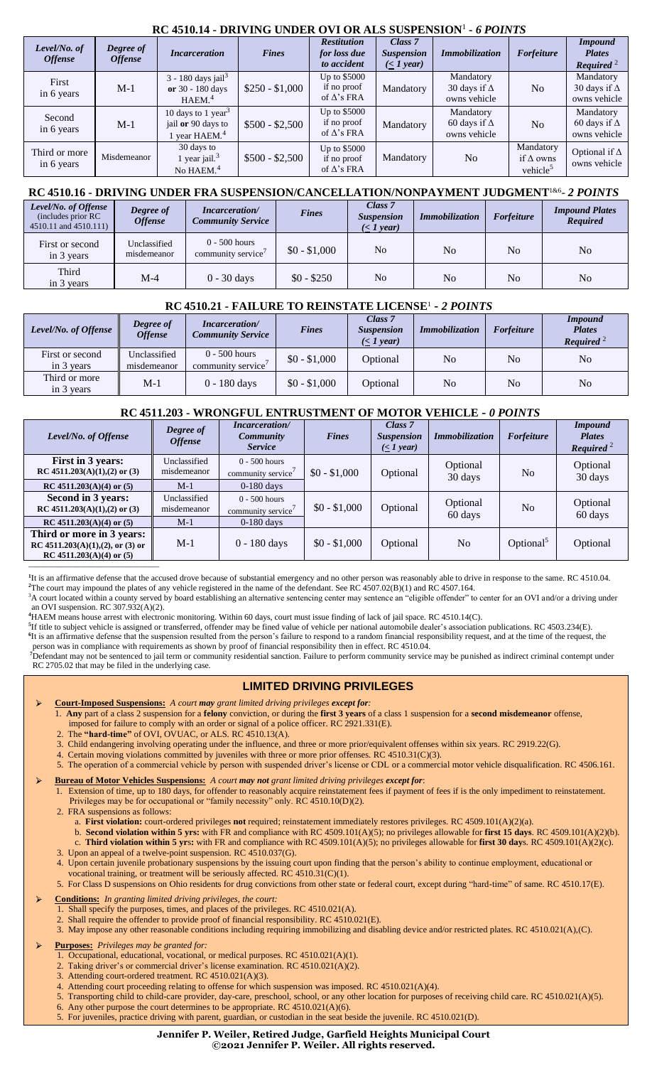## RC 4510.14 - DRIVING UNDER OVI OR ALS SUSPENSION[1] - *6 POINTS*

| *Level/No. of Offense* | *Degree of Offense* | *Incarceration* | *Fines* | *Restitution for loss due to accident* | *Class 7 Suspension (≤ 1 year)* | *Immobilization* | *Forfeiture* | *Impound Plates Required*[2] |
|---|---|---|---|---|---|---|---|---|
| First in 6 years | M-1 | 3 - 180 days jail[3] **or** 30 - 180 days HAEM.[4] | $250 - $1,000 | Up to $5000 if no proof of Δ's FRA | Mandatory | Mandatory 30 days if Δ owns vehicle | No | Mandatory 30 days if Δ owns vehicle |
| Second in 6 years | M-1 | 10 days to 1 year[3] jail **or** 90 days to 1 year HAEM.[4] | $500 - $2,500 | Up to $5000 if no proof of Δ's FRA | Mandatory | Mandatory 60 days if Δ owns vehicle | No | Mandatory 60 days if Δ owns vehicle |
| Third or more in 6 years | Misdemeanor | 30 days to 1 year jail.[3] No HAEM.[4] | $500 - $2,500 | Up to $5000 if no proof of Δ's FRA | Mandatory | No | Mandatory if Δ owns vehicle[5] | Optional if Δ owns vehicle |

## RC 4510.16 - DRIVING UNDER FRA SUSPENSION/CANCELLATION/NONPAYMENT JUDGMENT[1&6]- *2 POINTS*

| *Level/No. of Offense* (includes prior RC 4510.11 and 4510.111) | *Degree of Offense* | *Incarceration/ Community Service* | *Fines* | *Class 7 Suspension (≤ 1 year)* | *Immobilization* | *Forfeiture* | *Impound Plates Required* |
|---|---|---|---|---|---|---|---|
| First or second in 3 years | Unclassified misdemeanor | 0 - 500 hours community service[7] | $0 - $1,000 | No | No | No | No |
| Third in 3 years | M-4 | 0 - 30 days | $0 - $250 | No | No | No | No |

## RC 4510.21 - FAILURE TO REINSTATE LICENSE[1] - *2 POINTS*

| *Level/No. of Offense* | *Degree of Offense* | *Incarceration/ Community Service* | *Fines* | *Class 7 Suspension (≤ 1 year)* | *Immobilization* | *Forfeiture* | *Impound Plates Required*[2] |
|---|---|---|---|---|---|---|---|
| First or second in 3 years | Unclassified misdemeanor | 0 - 500 hours community service[7] | $0 - $1,000 | Optional | No | No | No |
| Third or more in 3 years | M-1 | 0 - 180 days | $0 - $1,000 | Optional | No | No | No |

## RC 4511.203 - WRONGFUL ENTRUSTMENT OF MOTOR VEHICLE - *0 POINTS*

| *Level/No. of Offense* | *Degree of Offense* | *Incarceration/ Community Service* | *Fines* | *Class 7 Suspension (≤ 1 year)* | *Immobilization* | *Forfeiture* | *Impound Plates Required*[2] |
|---|---|---|---|---|---|---|---|
| **First in 3 years:** **RC 4511.203(A)(1),(2) or (3)** | Unclassified misdemeanor | 0 - 500 hours community service[7] | $0 - $1,000 | Optional | Optional 30 days | No | Optional 30 days |
| **RC 4511.203(A)(4) or (5)** | M-1 | 0-180 days | | | | | |
| **Second in 3 years:** **RC 4511.203(A)(1),(2) or (3)** | Unclassified misdemeanor | 0 - 500 hours community service[7] | $0 - $1,000 | Optional | Optional 60 days | No | Optional 60 days |
| **RC 4511.203(A)(4) or (5)** | M-1 | 0-180 days | | | | | |
| **Third or more in 3 years:** **RC 4511.203(A)(1),(2), or (3) or RC 4511.203(A)(4) or (5)** | M-1 | 0 - 180 days | $0 - $1,000 | Optional | No | Optional[5] | Optional |

[1]It is an affirmative defense that the accused drove because of substantial emergency and no other person was reasonably able to drive in response to the same. RC 4510.04.
[2]The court may impound the plates of any vehicle registered in the name of the defendant. See RC 4507.02(B)(1) and RC 4507.164.
[3]A court located within a county served by board establishing an alternative sentencing center may sentence an "eligible offender" to center for an OVI and/or a driving under an OVI suspension. RC 307.932(A)(2).
[4]HAEM means house arrest with electronic monitoring. Within 60 days, court must issue finding of lack of jail space. RC 4510.14(C).
[5]If title to subject vehicle is assigned or transferred, offender may be fined value of vehicle per national automobile dealer's association publications. RC 4503.234(E).
[6]It is an affirmative defense that the suspension resulted from the person's failure to respond to a random financial responsibility request, and at the time of the request, the person was in compliance with requirements as shown by proof of financial responsibility then in effect. RC 4510.04.
[7]Defendant may not be sentenced to jail term or community residential sanction. Failure to perform community service may be punished as indirect criminal contempt under RC 2705.02 that may be filed in the underlying case.

## LIMITED DRIVING PRIVILEGES

- **Court-Imposed Suspensions:** *A court may grant limited driving privileges except for:*
  1. **Any** part of a class 2 suspension for a **felony** conviction, or during the **first 3 years** of a class 1 suspension for a **second misdemeanor** offense, imposed for failure to comply with an order or signal of a police officer. RC 2921.331(E).
  2. The **"hard-time"** of OVI, OVUAC, or ALS. RC 4510.13(A).
  3. Child endangering involving operating under the influence, and three or more prior/equivalent offenses within six years. RC 2919.22(G).
  4. Certain moving violations committed by juveniles with three or more prior offenses. RC 4510.31(C)(3).
  5. The operation of a commercial vehicle by person with suspended driver's license or CDL or a commercial motor vehicle disqualification. RC 4506.161.
- **Bureau of Motor Vehicles Suspensions:** *A court may not grant limited driving privileges except for*:
  1. Extension of time, up to 180 days, for offender to reasonably acquire reinstatement fees if payment of fees if is the only impediment to reinstatement. Privileges may be for occupational or "family necessity" only. RC 4510.10(D)(2).
  2. FRA suspensions as follows:
     a. **First violation:** court-ordered privileges **not** required; reinstatement immediately restores privileges. RC 4509.101(A)(2)(a).
     b. **Second violation within 5 yrs:** with FR and compliance with RC 4509.101(A)(5); no privileges allowable for **first 15 days**. RC 4509.101(A)(2)(b).
     c. **Third violation within 5 yrs:** with FR and compliance with RC 4509.101(A)(5); no privileges allowable for **first 30 day**s. RC 4509.101(A)(2)(c).
  3. Upon an appeal of a twelve-point suspension. RC 4510.037(G).
  4. Upon certain juvenile probationary suspensions by the issuing court upon finding that the person's ability to continue employment, educational or vocational training, or treatment will be seriously affected. RC 4510.31(C)(1).
  5. For Class D suspensions on Ohio residents for drug convictions from other state or federal court, except during "hard-time" of same. RC 4510.17(E).
- **Conditions:** *In granting limited driving privileges, the court:*
  1. Shall specify the purposes, times, and places of the privileges. RC 4510.021(A).
  2. Shall require the offender to provide proof of financial responsibility. RC 4510.021(E).
  3. May impose any other reasonable conditions including requiring immobilizing and disabling device and/or restricted plates. RC 4510.021(A),(C).
- **Purposes:** *Privileges may be granted for:*
  1. Occupational, educational, vocational, or medical purposes. RC 4510.021(A)(1).
  2. Taking driver's or commercial driver's license examination. RC 4510.021(A)(2).
  3. Attending court-ordered treatment. RC 4510.021(A)(3).
  4. Attending court proceeding relating to offense for which suspension was imposed. RC 4510.021(A)(4).
  5. Transporting child to child-care provider, day-care, preschool, school, or any other location for purposes of receiving child care. RC 4510.021(A)(5).
  6. Any other purpose the court determines to be appropriate. RC 4510.021(A)(6).
  5. For juveniles, practice driving with parent, guardian, or custodian in the seat beside the juvenile. RC 4510.021(D).

**Jennifer P. Weiler, Retired Judge, Garfield Heights Municipal Court**
**©2021 Jennifer P. Weiler. All rights reserved.**